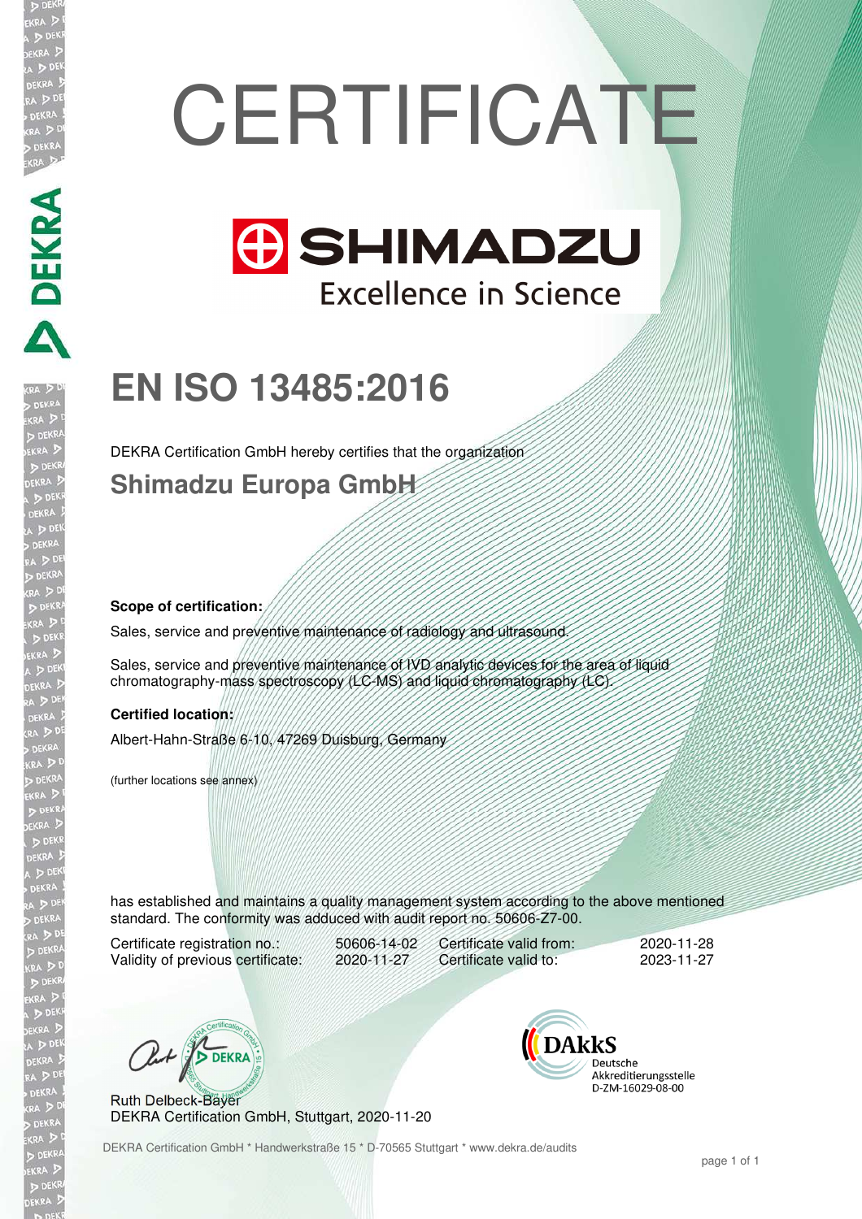# CERTIFICATE

SHIMADZU
Excellence in Science

## EN ISO 13485:2016

DEKRA Certification GmbH hereby certifies that the organization

### Shimadzu Europa GmbH

**Scope of certification:**

Sales, service and preventive maintenance of radiology and ultrasound.

Sales, service and preventive maintenance of IVD analytic devices for the area of liquid chromatography-mass spectroscopy (LC-MS) and liquid chromatography (LC).

**Certified location:**

Albert-Hahn-Straße 6-10, 47269 Duisburg, Germany

(further locations see annex)

has established and maintains a quality management system according to the above mentioned standard. The conformity was adduced with audit report no. 50606-Z7-00.

| | | | |
|---|---|---|---|
| Certificate registration no.: | 50606-14-02 | Certificate valid from: | 2020-11-28 |
| Validity of previous certificate: | 2020-11-27 | Certificate valid to: | 2023-11-27 |

Ruth Delbeck-Bayer
DEKRA Certification GmbH, Stuttgart, 2020-11-20

DAkkS
Deutsche Akkreditierungsstelle
D-ZM-16029-08-00

DEKRA Certification GmbH * Handwerkstraße 15 * D-70565 Stuttgart * www.dekra.de/audits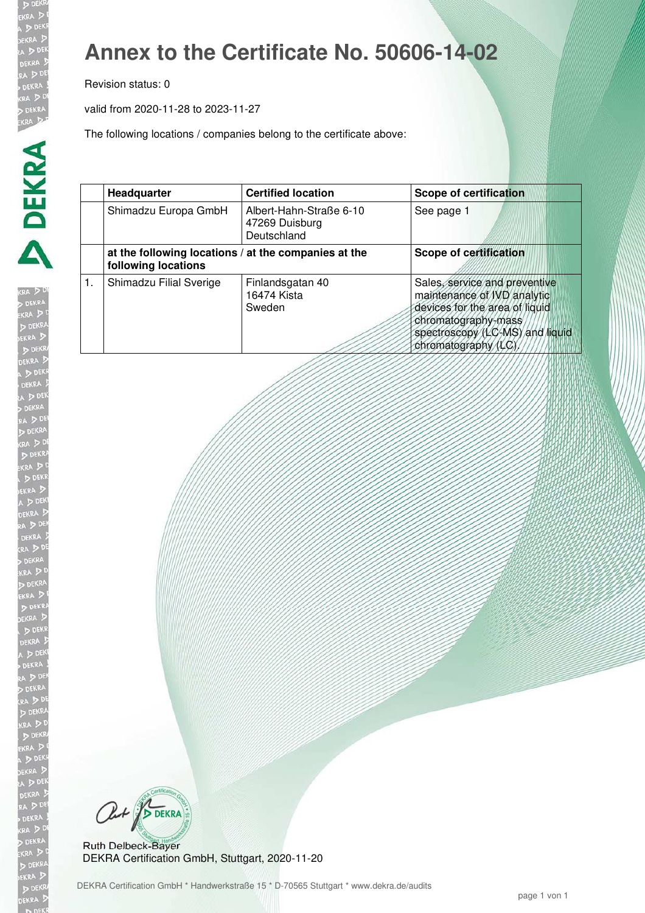# Annex to the Certificate No. 50606-14-02

Revision status: 0

valid from 2020-11-28 to 2023-11-27

The following locations / companies belong to the certificate above:

| | Headquarter | Certified location | Scope of certification |
|---|---|---|---|
| | Shimadzu Europa GmbH | Albert-Hahn-Straße 6-10<br>47269 Duisburg<br>Deutschland | See page 1 |
| | **at the following locations / at the companies at the following locations** | | **Scope of certification** |
| 1. | Shimadzu Filial Sverige | Finlandsgatan 40<br>16474 Kista<br>Sweden | Sales, service and preventive maintenance of IVD analytic devices for the area of liquid chromatography-mass spectroscopy (LC-MS) and liquid chromatography (LC). |

Ruth Delbeck-Bayer
DEKRA Certification GmbH, Stuttgart, 2020-11-20

DEKRA Certification GmbH * Handwerkstraße 15 * D-70565 Stuttgart * www.dekra.de/audits